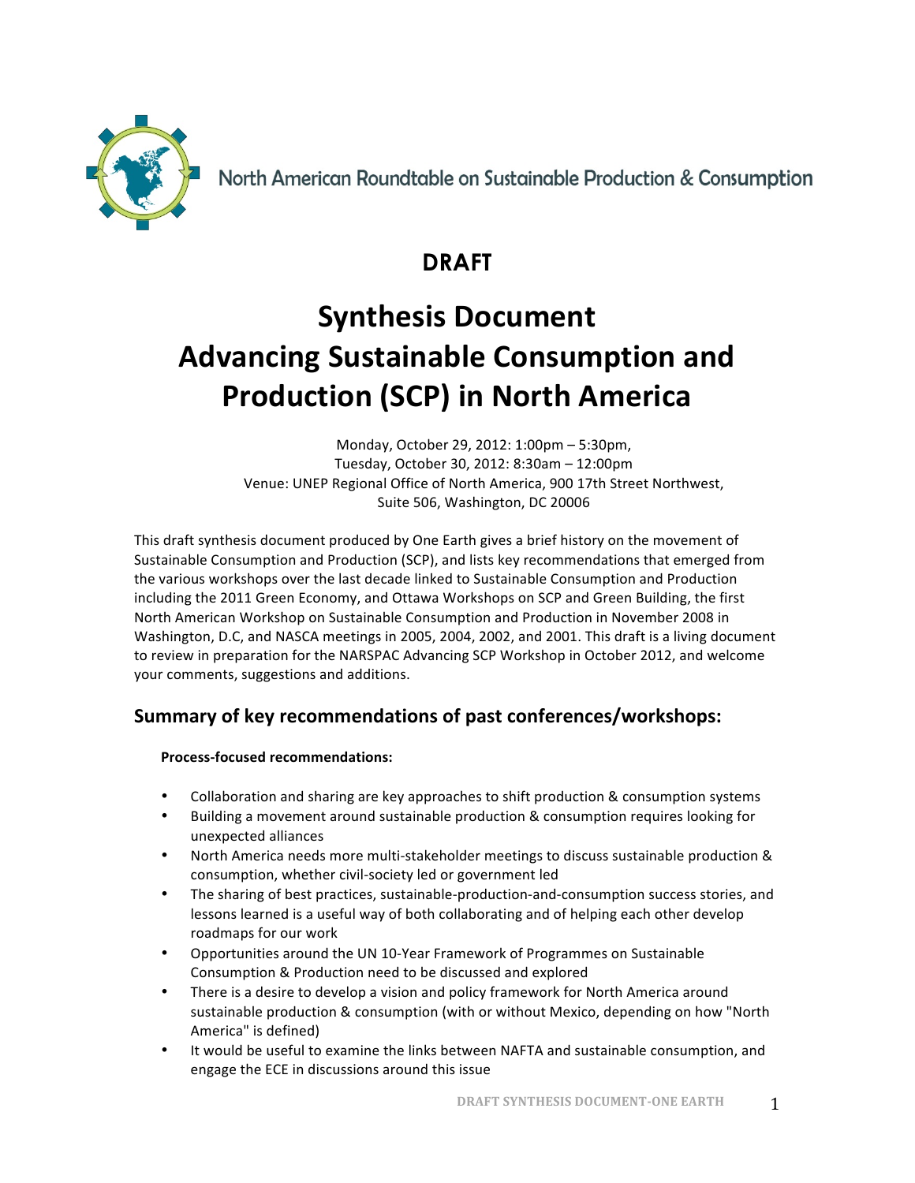North American Roundtable on Sustainable Production & Consumption

## DRAFT

# Synthesis Document
# Advancing Sustainable Consumption and Production (SCP) in North America

Monday, October 29, 2012: 1:00pm – 5:30pm,
Tuesday, October 30, 2012: 8:30am – 12:00pm
Venue: UNEP Regional Office of North America, 900 17th Street Northwest,
Suite 506, Washington, DC 20006

This draft synthesis document produced by One Earth gives a brief history on the movement of Sustainable Consumption and Production (SCP), and lists key recommendations that emerged from the various workshops over the last decade linked to Sustainable Consumption and Production including the 2011 Green Economy, and Ottawa Workshops on SCP and Green Building, the first North American Workshop on Sustainable Consumption and Production in November 2008 in Washington, D.C, and NASCA meetings in 2005, 2004, 2002, and 2001. This draft is a living document to review in preparation for the NARSPAC Advancing SCP Workshop in October 2012, and welcome your comments, suggestions and additions.

## Summary of key recommendations of past conferences/workshops:

**Process-focused recommendations:**

- Collaboration and sharing are key approaches to shift production & consumption systems
- Building a movement around sustainable production & consumption requires looking for unexpected alliances
- North America needs more multi-stakeholder meetings to discuss sustainable production & consumption, whether civil-society led or government led
- The sharing of best practices, sustainable-production-and-consumption success stories, and lessons learned is a useful way of both collaborating and of helping each other develop roadmaps for our work
- Opportunities around the UN 10-Year Framework of Programmes on Sustainable Consumption & Production need to be discussed and explored
- There is a desire to develop a vision and policy framework for North America around sustainable production & consumption (with or without Mexico, depending on how "North America" is defined)
- It would be useful to examine the links between NAFTA and sustainable consumption, and engage the ECE in discussions around this issue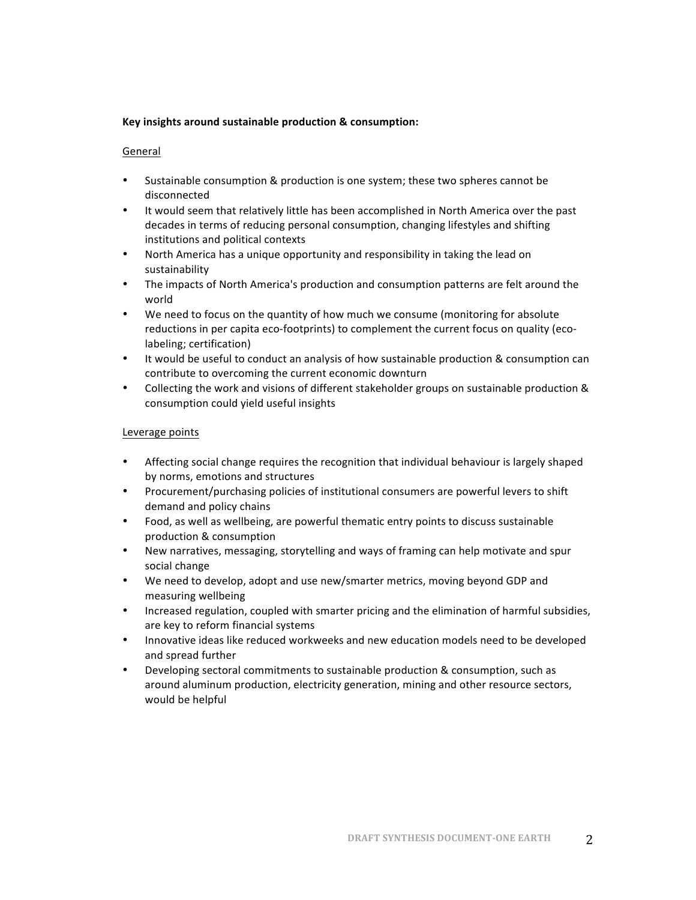**Key insights around sustainable production & consumption:**

General

- Sustainable consumption & production is one system; these two spheres cannot be disconnected
- It would seem that relatively little has been accomplished in North America over the past decades in terms of reducing personal consumption, changing lifestyles and shifting institutions and political contexts
- North America has a unique opportunity and responsibility in taking the lead on sustainability
- The impacts of North America's production and consumption patterns are felt around the world
- We need to focus on the quantity of how much we consume (monitoring for absolute reductions in per capita eco-footprints) to complement the current focus on quality (eco-labeling; certification)
- It would be useful to conduct an analysis of how sustainable production & consumption can contribute to overcoming the current economic downturn
- Collecting the work and visions of different stakeholder groups on sustainable production & consumption could yield useful insights

Leverage points

- Affecting social change requires the recognition that individual behaviour is largely shaped by norms, emotions and structures
- Procurement/purchasing policies of institutional consumers are powerful levers to shift demand and policy chains
- Food, as well as wellbeing, are powerful thematic entry points to discuss sustainable production & consumption
- New narratives, messaging, storytelling and ways of framing can help motivate and spur social change
- We need to develop, adopt and use new/smarter metrics, moving beyond GDP and measuring wellbeing
- Increased regulation, coupled with smarter pricing and the elimination of harmful subsidies, are key to reform financial systems
- Innovative ideas like reduced workweeks and new education models need to be developed and spread further
- Developing sectoral commitments to sustainable production & consumption, such as around aluminum production, electricity generation, mining and other resource sectors, would be helpful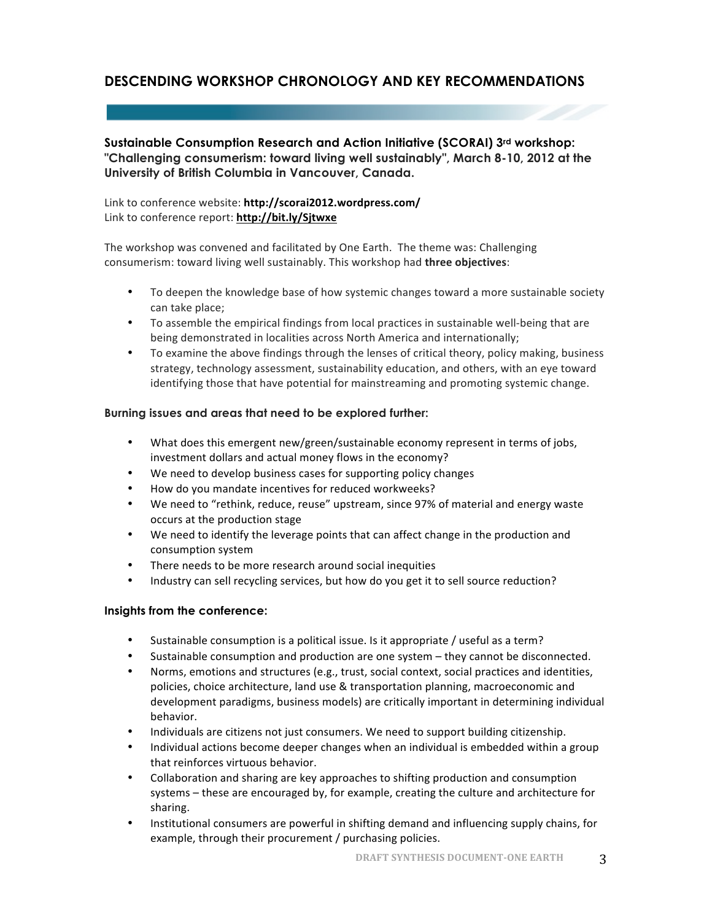## DESCENDING WORKSHOP CHRONOLOGY AND KEY RECOMMENDATIONS

### Sustainable Consumption Research and Action Initiative (SCORAI) 3rd workshop: "Challenging consumerism: toward living well sustainably", March 8-10, 2012 at the University of British Columbia in Vancouver, Canada.

Link to conference website: **http://scorai2012.wordpress.com/**
Link to conference report: **http://bit.ly/Sjtwxe**

The workshop was convened and facilitated by One Earth. The theme was: Challenging consumerism: toward living well sustainably. This workshop had **three objectives**:

- To deepen the knowledge base of how systemic changes toward a more sustainable society can take place;
- To assemble the empirical findings from local practices in sustainable well-being that are being demonstrated in localities across North America and internationally;
- To examine the above findings through the lenses of critical theory, policy making, business strategy, technology assessment, sustainability education, and others, with an eye toward identifying those that have potential for mainstreaming and promoting systemic change.

#### Burning issues and areas that need to be explored further:

- What does this emergent new/green/sustainable economy represent in terms of jobs, investment dollars and actual money flows in the economy?
- We need to develop business cases for supporting policy changes
- How do you mandate incentives for reduced workweeks?
- We need to "rethink, reduce, reuse" upstream, since 97% of material and energy waste occurs at the production stage
- We need to identify the leverage points that can affect change in the production and consumption system
- There needs to be more research around social inequities
- Industry can sell recycling services, but how do you get it to sell source reduction?

#### Insights from the conference:

- Sustainable consumption is a political issue. Is it appropriate / useful as a term?
- Sustainable consumption and production are one system – they cannot be disconnected.
- Norms, emotions and structures (e.g., trust, social context, social practices and identities, policies, choice architecture, land use & transportation planning, macroeconomic and development paradigms, business models) are critically important in determining individual behavior.
- Individuals are citizens not just consumers. We need to support building citizenship.
- Individual actions become deeper changes when an individual is embedded within a group that reinforces virtuous behavior.
- Collaboration and sharing are key approaches to shifting production and consumption systems – these are encouraged by, for example, creating the culture and architecture for sharing.
- Institutional consumers are powerful in shifting demand and influencing supply chains, for example, through their procurement / purchasing policies.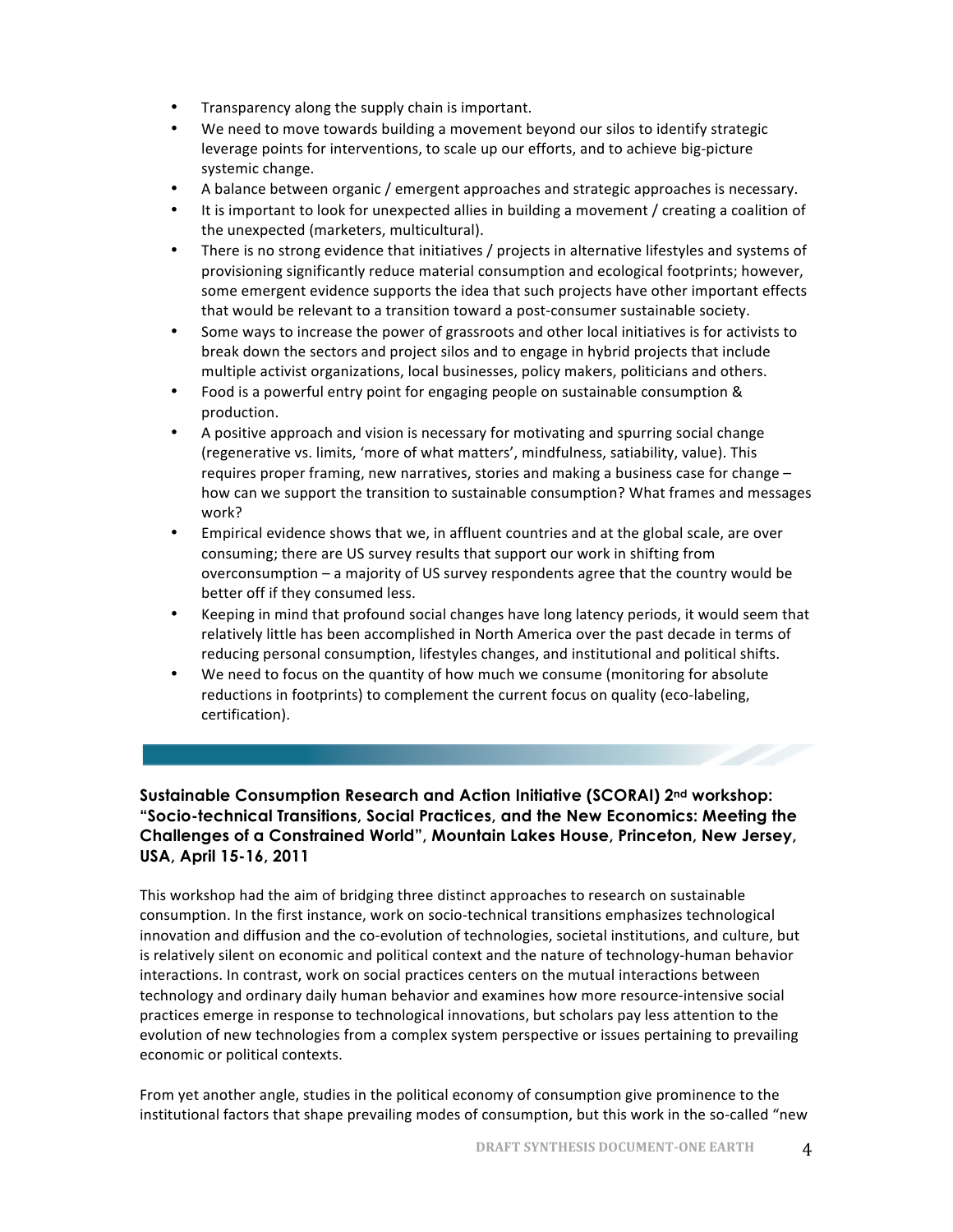- Transparency along the supply chain is important.
- We need to move towards building a movement beyond our silos to identify strategic leverage points for interventions, to scale up our efforts, and to achieve big-picture systemic change.
- A balance between organic / emergent approaches and strategic approaches is necessary.
- It is important to look for unexpected allies in building a movement / creating a coalition of the unexpected (marketers, multicultural).
- There is no strong evidence that initiatives / projects in alternative lifestyles and systems of provisioning significantly reduce material consumption and ecological footprints; however, some emergent evidence supports the idea that such projects have other important effects that would be relevant to a transition toward a post-consumer sustainable society.
- Some ways to increase the power of grassroots and other local initiatives is for activists to break down the sectors and project silos and to engage in hybrid projects that include multiple activist organizations, local businesses, policy makers, politicians and others.
- Food is a powerful entry point for engaging people on sustainable consumption & production.
- A positive approach and vision is necessary for motivating and spurring social change (regenerative vs. limits, 'more of what matters', mindfulness, satiability, value). This requires proper framing, new narratives, stories and making a business case for change – how can we support the transition to sustainable consumption? What frames and messages work?
- Empirical evidence shows that we, in affluent countries and at the global scale, are over consuming; there are US survey results that support our work in shifting from overconsumption – a majority of US survey respondents agree that the country would be better off if they consumed less.
- Keeping in mind that profound social changes have long latency periods, it would seem that relatively little has been accomplished in North America over the past decade in terms of reducing personal consumption, lifestyles changes, and institutional and political shifts.
- We need to focus on the quantity of how much we consume (monitoring for absolute reductions in footprints) to complement the current focus on quality (eco-labeling, certification).

### Sustainable Consumption Research and Action Initiative (SCORAI) 2nd workshop: "Socio-technical Transitions, Social Practices, and the New Economics: Meeting the Challenges of a Constrained World", Mountain Lakes House, Princeton, New Jersey, USA, April 15-16, 2011

This workshop had the aim of bridging three distinct approaches to research on sustainable consumption. In the first instance, work on socio-technical transitions emphasizes technological innovation and diffusion and the co-evolution of technologies, societal institutions, and culture, but is relatively silent on economic and political context and the nature of technology-human behavior interactions. In contrast, work on social practices centers on the mutual interactions between technology and ordinary daily human behavior and examines how more resource-intensive social practices emerge in response to technological innovations, but scholars pay less attention to the evolution of new technologies from a complex system perspective or issues pertaining to prevailing economic or political contexts.

From yet another angle, studies in the political economy of consumption give prominence to the institutional factors that shape prevailing modes of consumption, but this work in the so-called "new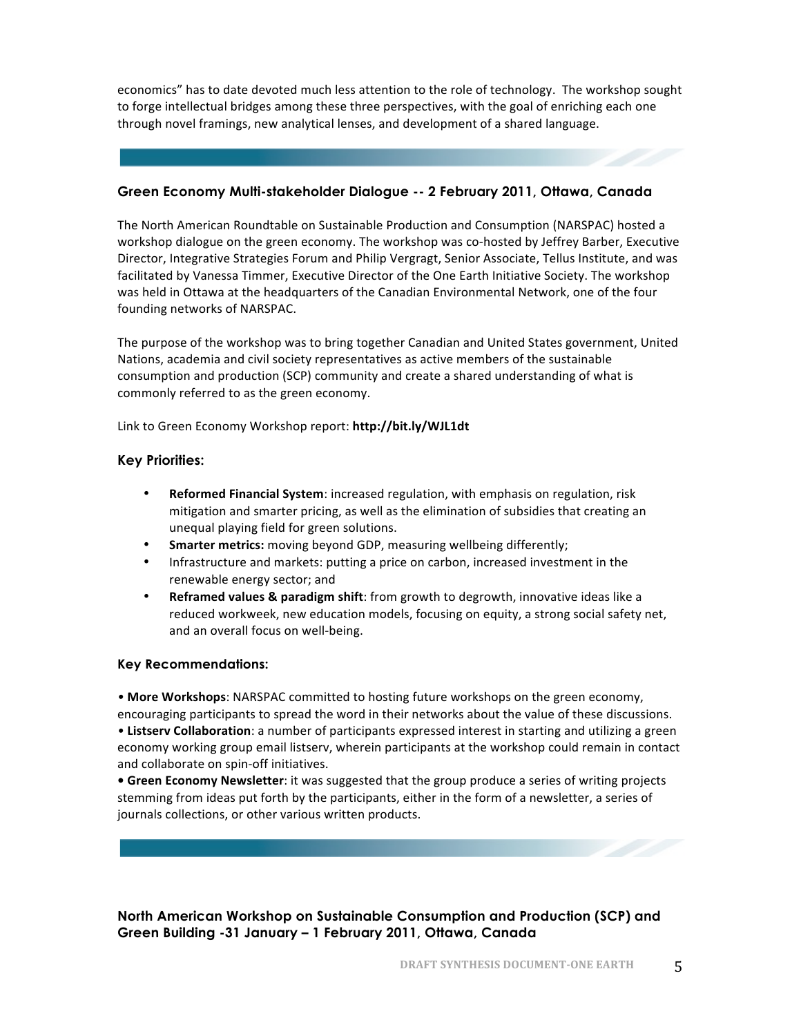economics" has to date devoted much less attention to the role of technology. The workshop sought to forge intellectual bridges among these three perspectives, with the goal of enriching each one through novel framings, new analytical lenses, and development of a shared language.

---

### Green Economy Multi-stakeholder Dialogue -- 2 February 2011, Ottawa, Canada

The North American Roundtable on Sustainable Production and Consumption (NARSPAC) hosted a workshop dialogue on the green economy. The workshop was co-hosted by Jeffrey Barber, Executive Director, Integrative Strategies Forum and Philip Vergragt, Senior Associate, Tellus Institute, and was facilitated by Vanessa Timmer, Executive Director of the One Earth Initiative Society. The workshop was held in Ottawa at the headquarters of the Canadian Environmental Network, one of the four founding networks of NARSPAC.

The purpose of the workshop was to bring together Canadian and United States government, United Nations, academia and civil society representatives as active members of the sustainable consumption and production (SCP) community and create a shared understanding of what is commonly referred to as the green economy.

Link to Green Economy Workshop report: **http://bit.ly/WJL1dt**

#### Key Priorities:

- **Reformed Financial System**: increased regulation, with emphasis on regulation, risk mitigation and smarter pricing, as well as the elimination of subsidies that creating an unequal playing field for green solutions.
- **Smarter metrics:** moving beyond GDP, measuring wellbeing differently;
- Infrastructure and markets: putting a price on carbon, increased investment in the renewable energy sector; and
- **Reframed values & paradigm shift**: from growth to degrowth, innovative ideas like a reduced workweek, new education models, focusing on equity, a strong social safety net, and an overall focus on well-being.

#### Key Recommendations:

• **More Workshops**: NARSPAC committed to hosting future workshops on the green economy, encouraging participants to spread the word in their networks about the value of these discussions.
• **Listserv Collaboration**: a number of participants expressed interest in starting and utilizing a green economy working group email listserv, wherein participants at the workshop could remain in contact and collaborate on spin-off initiatives.
**• Green Economy Newsletter**: it was suggested that the group produce a series of writing projects stemming from ideas put forth by the participants, either in the form of a newsletter, a series of journals collections, or other various written products.

---

### North American Workshop on Sustainable Consumption and Production (SCP) and Green Building -31 January – 1 February 2011, Ottawa, Canada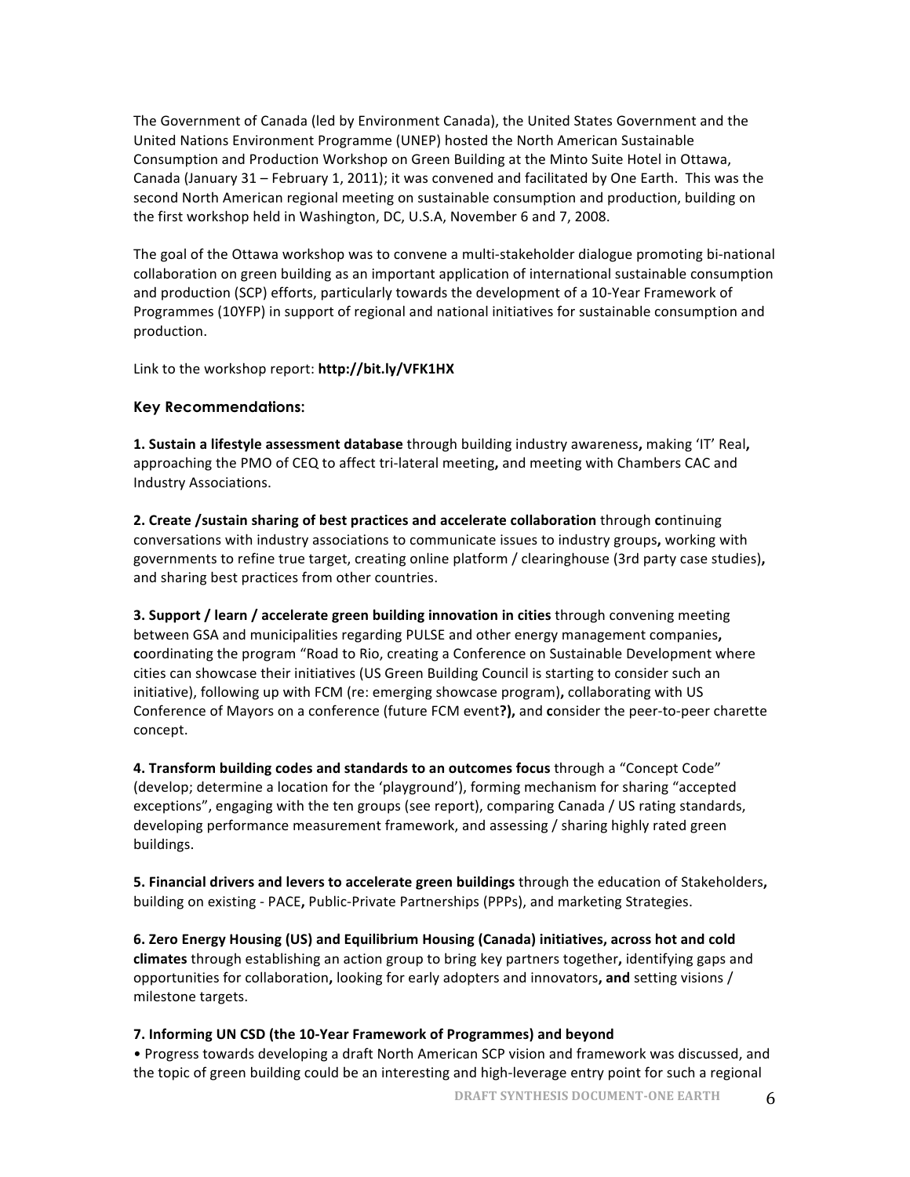The Government of Canada (led by Environment Canada), the United States Government and the United Nations Environment Programme (UNEP) hosted the North American Sustainable Consumption and Production Workshop on Green Building at the Minto Suite Hotel in Ottawa, Canada (January 31 – February 1, 2011); it was convened and facilitated by One Earth. This was the second North American regional meeting on sustainable consumption and production, building on the first workshop held in Washington, DC, U.S.A, November 6 and 7, 2008.

The goal of the Ottawa workshop was to convene a multi-stakeholder dialogue promoting bi-national collaboration on green building as an important application of international sustainable consumption and production (SCP) efforts, particularly towards the development of a 10-Year Framework of Programmes (10YFP) in support of regional and national initiatives for sustainable consumption and production.

Link to the workshop report: **http://bit.ly/VFK1HX**

### Key Recommendations:

**1. Sustain a lifestyle assessment database** through building industry awareness**,** making 'IT' Real**,** approaching the PMO of CEQ to affect tri-lateral meeting**,** and meeting with Chambers CAC and Industry Associations.

**2. Create /sustain sharing of best practices and accelerate collaboration** through **c**ontinuing conversations with industry associations to communicate issues to industry groups**,** working with governments to refine true target, creating online platform / clearinghouse (3rd party case studies)**,** and sharing best practices from other countries.

**3. Support / learn / accelerate green building innovation in cities** through convening meeting between GSA and municipalities regarding PULSE and other energy management companies**, c**oordinating the program "Road to Rio, creating a Conference on Sustainable Development where cities can showcase their initiatives (US Green Building Council is starting to consider such an initiative), following up with FCM (re: emerging showcase program)**,** collaborating with US Conference of Mayors on a conference (future FCM event**?),** and **c**onsider the peer-to-peer charette concept.

**4. Transform building codes and standards to an outcomes focus** through a "Concept Code" (develop; determine a location for the 'playground'), forming mechanism for sharing "accepted exceptions", engaging with the ten groups (see report), comparing Canada / US rating standards, developing performance measurement framework, and assessing / sharing highly rated green buildings.

**5. Financial drivers and levers to accelerate green buildings** through the education of Stakeholders**,** building on existing - PACE**,** Public-Private Partnerships (PPPs), and marketing Strategies.

**6. Zero Energy Housing (US) and Equilibrium Housing (Canada) initiatives, across hot and cold climates** through establishing an action group to bring key partners together**,** identifying gaps and opportunities for collaboration**,** looking for early adopters and innovators**, and** setting visions / milestone targets.

**7. Informing UN CSD (the 10-Year Framework of Programmes) and beyond**

- Progress towards developing a draft North American SCP vision and framework was discussed, and the topic of green building could be an interesting and high-leverage entry point for such a regional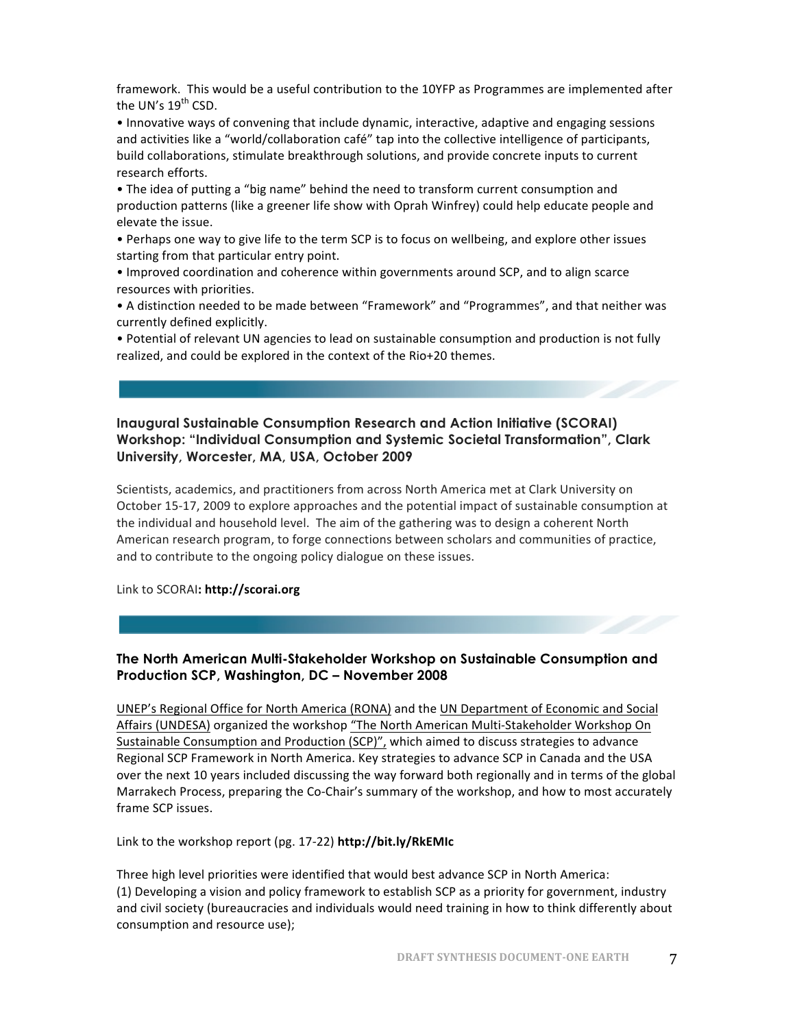framework. This would be a useful contribution to the 10YFP as Programmes are implemented after the UN's 19th CSD.

- Innovative ways of convening that include dynamic, interactive, adaptive and engaging sessions and activities like a "world/collaboration café" tap into the collective intelligence of participants, build collaborations, stimulate breakthrough solutions, and provide concrete inputs to current research efforts.
- The idea of putting a "big name" behind the need to transform current consumption and production patterns (like a greener life show with Oprah Winfrey) could help educate people and elevate the issue.
- Perhaps one way to give life to the term SCP is to focus on wellbeing, and explore other issues starting from that particular entry point.
- Improved coordination and coherence within governments around SCP, and to align scarce resources with priorities.
- A distinction needed to be made between "Framework" and "Programmes", and that neither was currently defined explicitly.
- Potential of relevant UN agencies to lead on sustainable consumption and production is not fully realized, and could be explored in the context of the Rio+20 themes.

### Inaugural Sustainable Consumption Research and Action Initiative (SCORAI) Workshop: "Individual Consumption and Systemic Societal Transformation", Clark University, Worcester, MA, USA, October 2009

Scientists, academics, and practitioners from across North America met at Clark University on October 15-17, 2009 to explore approaches and the potential impact of sustainable consumption at the individual and household level. The aim of the gathering was to design a coherent North American research program, to forge connections between scholars and communities of practice, and to contribute to the ongoing policy dialogue on these issues.

Link to SCORAI**: http://scorai.org**

### The North American Multi-Stakeholder Workshop on Sustainable Consumption and Production SCP, Washington, DC – November 2008

UNEP's Regional Office for North America (RONA) and the UN Department of Economic and Social Affairs (UNDESA) organized the workshop "The North American Multi-Stakeholder Workshop On Sustainable Consumption and Production (SCP)", which aimed to discuss strategies to advance Regional SCP Framework in North America. Key strategies to advance SCP in Canada and the USA over the next 10 years included discussing the way forward both regionally and in terms of the global Marrakech Process, preparing the Co-Chair's summary of the workshop, and how to most accurately frame SCP issues.

Link to the workshop report (pg. 17-22) **http://bit.ly/RkEMIc**

Three high level priorities were identified that would best advance SCP in North America:
(1) Developing a vision and policy framework to establish SCP as a priority for government, industry and civil society (bureaucracies and individuals would need training in how to think differently about consumption and resource use);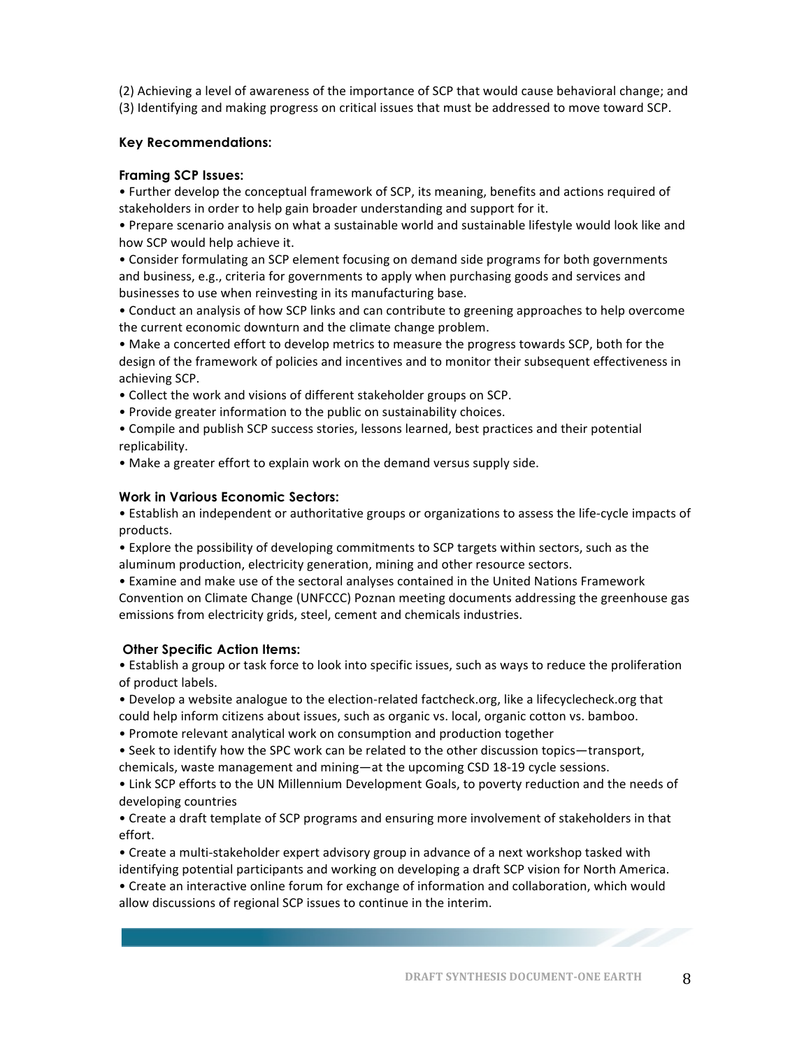(2) Achieving a level of awareness of the importance of SCP that would cause behavioral change; and
(3) Identifying and making progress on critical issues that must be addressed to move toward SCP.

### Key Recommendations:

#### Framing SCP Issues:

• Further develop the conceptual framework of SCP, its meaning, benefits and actions required of stakeholders in order to help gain broader understanding and support for it.
• Prepare scenario analysis on what a sustainable world and sustainable lifestyle would look like and how SCP would help achieve it.
• Consider formulating an SCP element focusing on demand side programs for both governments and business, e.g., criteria for governments to apply when purchasing goods and services and businesses to use when reinvesting in its manufacturing base.
• Conduct an analysis of how SCP links and can contribute to greening approaches to help overcome the current economic downturn and the climate change problem.
• Make a concerted effort to develop metrics to measure the progress towards SCP, both for the design of the framework of policies and incentives and to monitor their subsequent effectiveness in achieving SCP.
• Collect the work and visions of different stakeholder groups on SCP.
• Provide greater information to the public on sustainability choices.
• Compile and publish SCP success stories, lessons learned, best practices and their potential replicability.
• Make a greater effort to explain work on the demand versus supply side.

#### Work in Various Economic Sectors:

• Establish an independent or authoritative groups or organizations to assess the life-cycle impacts of products.
• Explore the possibility of developing commitments to SCP targets within sectors, such as the aluminum production, electricity generation, mining and other resource sectors.
• Examine and make use of the sectoral analyses contained in the United Nations Framework Convention on Climate Change (UNFCCC) Poznan meeting documents addressing the greenhouse gas emissions from electricity grids, steel, cement and chemicals industries.

#### Other Specific Action Items:

• Establish a group or task force to look into specific issues, such as ways to reduce the proliferation of product labels.
• Develop a website analogue to the election-related factcheck.org, like a lifecyclecheck.org that could help inform citizens about issues, such as organic vs. local, organic cotton vs. bamboo.
• Promote relevant analytical work on consumption and production together
• Seek to identify how the SPC work can be related to the other discussion topics—transport, chemicals, waste management and mining—at the upcoming CSD 18-19 cycle sessions.
• Link SCP efforts to the UN Millennium Development Goals, to poverty reduction and the needs of developing countries
• Create a draft template of SCP programs and ensuring more involvement of stakeholders in that effort.
• Create a multi-stakeholder expert advisory group in advance of a next workshop tasked with identifying potential participants and working on developing a draft SCP vision for North America.
• Create an interactive online forum for exchange of information and collaboration, which would allow discussions of regional SCP issues to continue in the interim.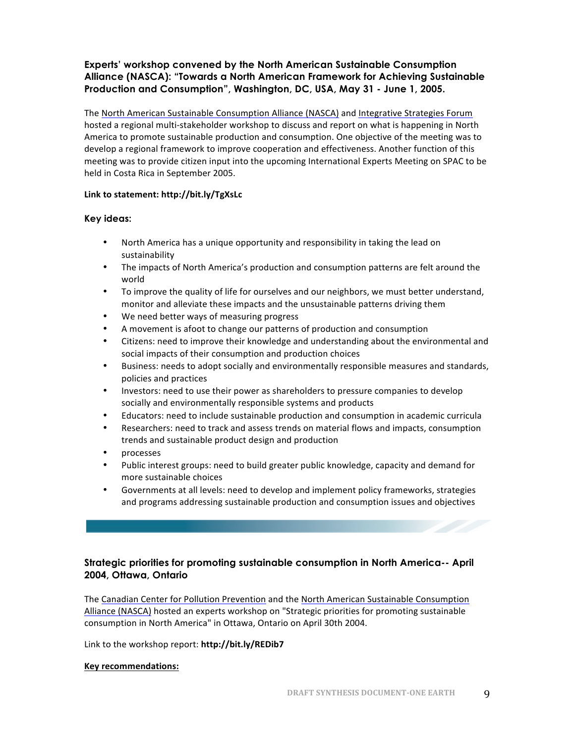### Experts' workshop convened by the North American Sustainable Consumption Alliance (NASCA): "Towards a North American Framework for Achieving Sustainable Production and Consumption", Washington, DC, USA, May 31 - June 1, 2005.

The North American Sustainable Consumption Alliance (NASCA) and Integrative Strategies Forum hosted a regional multi-stakeholder workshop to discuss and report on what is happening in North America to promote sustainable production and consumption. One objective of the meeting was to develop a regional framework to improve cooperation and effectiveness. Another function of this meeting was to provide citizen input into the upcoming International Experts Meeting on SPAC to be held in Costa Rica in September 2005.

**Link to statement: http://bit.ly/TgXsLc**

**Key ideas:**

- North America has a unique opportunity and responsibility in taking the lead on sustainability
- The impacts of North America's production and consumption patterns are felt around the world
- To improve the quality of life for ourselves and our neighbors, we must better understand, monitor and alleviate these impacts and the unsustainable patterns driving them
- We need better ways of measuring progress
- A movement is afoot to change our patterns of production and consumption
- Citizens: need to improve their knowledge and understanding about the environmental and social impacts of their consumption and production choices
- Business: needs to adopt socially and environmentally responsible measures and standards, policies and practices
- Investors: need to use their power as shareholders to pressure companies to develop socially and environmentally responsible systems and products
- Educators: need to include sustainable production and consumption in academic curricula
- Researchers: need to track and assess trends on material flows and impacts, consumption trends and sustainable product design and production
- processes
- Public interest groups: need to build greater public knowledge, capacity and demand for more sustainable choices
- Governments at all levels: need to develop and implement policy frameworks, strategies and programs addressing sustainable production and consumption issues and objectives

### Strategic priorities for promoting sustainable consumption in North America-- April 2004, Ottawa, Ontario

The Canadian Center for Pollution Prevention and the North American Sustainable Consumption Alliance (NASCA) hosted an experts workshop on "Strategic priorities for promoting sustainable consumption in North America" in Ottawa, Ontario on April 30th 2004.

Link to the workshop report: **http://bit.ly/REDib7**

**Key recommendations:**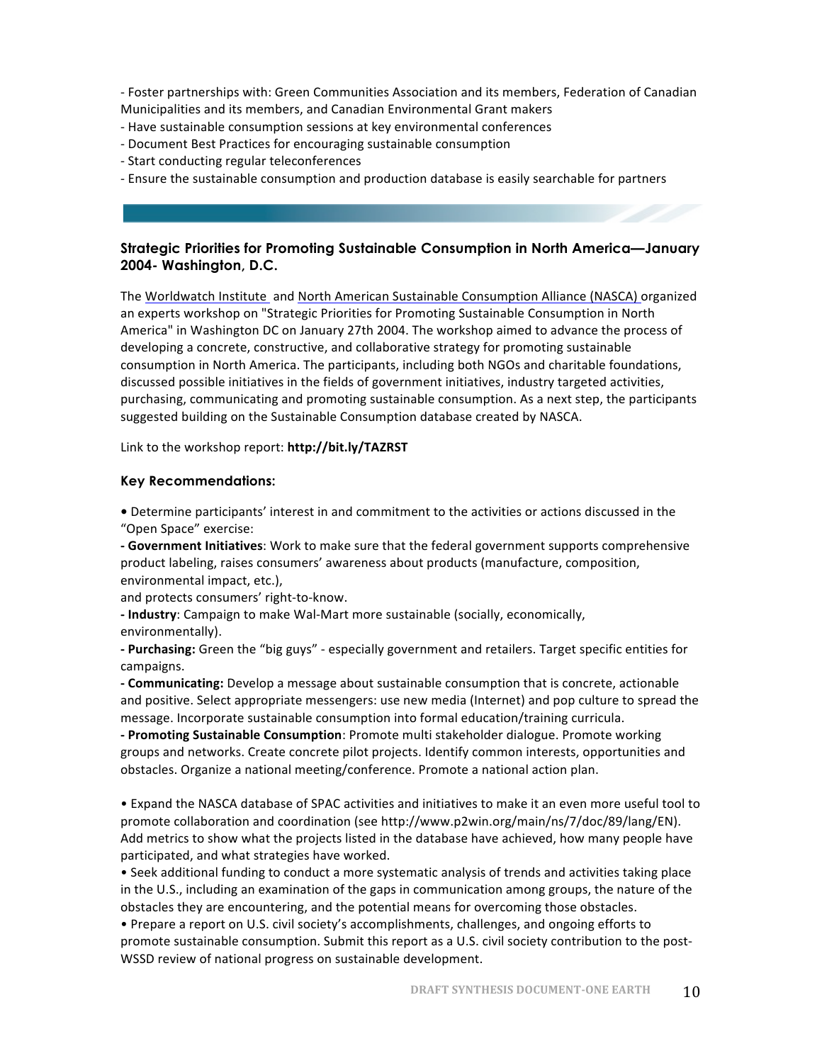- Foster partnerships with: Green Communities Association and its members, Federation of Canadian Municipalities and its members, and Canadian Environmental Grant makers
- Have sustainable consumption sessions at key environmental conferences
- Document Best Practices for encouraging sustainable consumption
- Start conducting regular teleconferences
- Ensure the sustainable consumption and production database is easily searchable for partners

### Strategic Priorities for Promoting Sustainable Consumption in North America—January 2004- Washington, D.C.

The Worldwatch Institute and North American Sustainable Consumption Alliance (NASCA) organized an experts workshop on "Strategic Priorities for Promoting Sustainable Consumption in North America" in Washington DC on January 27th 2004. The workshop aimed to advance the process of developing a concrete, constructive, and collaborative strategy for promoting sustainable consumption in North America. The participants, including both NGOs and charitable foundations, discussed possible initiatives in the fields of government initiatives, industry targeted activities, purchasing, communicating and promoting sustainable consumption. As a next step, the participants suggested building on the Sustainable Consumption database created by NASCA.

Link to the workshop report: **http://bit.ly/TAZRST**

### Key Recommendations:

• Determine participants' interest in and commitment to the activities or actions discussed in the "Open Space" exercise:

**- Government Initiatives**: Work to make sure that the federal government supports comprehensive product labeling, raises consumers' awareness about products (manufacture, composition, environmental impact, etc.),
and protects consumers' right-to-know.

**- Industry**: Campaign to make Wal-Mart more sustainable (socially, economically, environmentally).

**- Purchasing:** Green the "big guys" - especially government and retailers. Target specific entities for campaigns.

**- Communicating:** Develop a message about sustainable consumption that is concrete, actionable and positive. Select appropriate messengers: use new media (Internet) and pop culture to spread the message. Incorporate sustainable consumption into formal education/training curricula.

**- Promoting Sustainable Consumption**: Promote multi stakeholder dialogue. Promote working groups and networks. Create concrete pilot projects. Identify common interests, opportunities and obstacles. Organize a national meeting/conference. Promote a national action plan.

• Expand the NASCA database of SPAC activities and initiatives to make it an even more useful tool to promote collaboration and coordination (see http://www.p2win.org/main/ns/7/doc/89/lang/EN). Add metrics to show what the projects listed in the database have achieved, how many people have participated, and what strategies have worked.

• Seek additional funding to conduct a more systematic analysis of trends and activities taking place in the U.S., including an examination of the gaps in communication among groups, the nature of the obstacles they are encountering, and the potential means for overcoming those obstacles.

• Prepare a report on U.S. civil society's accomplishments, challenges, and ongoing efforts to promote sustainable consumption. Submit this report as a U.S. civil society contribution to the post-WSSD review of national progress on sustainable development.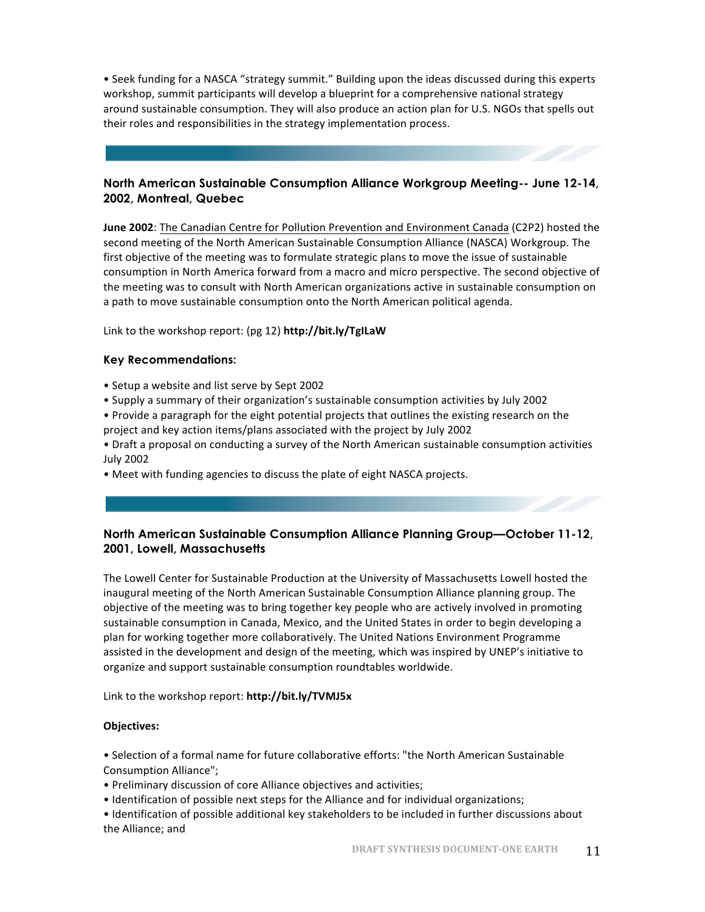• Seek funding for a NASCA "strategy summit." Building upon the ideas discussed during this experts workshop, summit participants will develop a blueprint for a comprehensive national strategy around sustainable consumption. They will also produce an action plan for U.S. NGOs that spells out their roles and responsibilities in the strategy implementation process.

### North American Sustainable Consumption Alliance Workgroup Meeting-- June 12-14, 2002, Montreal, Quebec

**June 2002**: The Canadian Centre for Pollution Prevention and Environment Canada (C2P2) hosted the second meeting of the North American Sustainable Consumption Alliance (NASCA) Workgroup. The first objective of the meeting was to formulate strategic plans to move the issue of sustainable consumption in North America forward from a macro and micro perspective. The second objective of the meeting was to consult with North American organizations active in sustainable consumption on a path to move sustainable consumption onto the North American political agenda.

Link to the workshop report: (pg 12) **http://bit.ly/TgILaW**

#### Key Recommendations:

- Setup a website and list serve by Sept 2002
- Supply a summary of their organization's sustainable consumption activities by July 2002
- Provide a paragraph for the eight potential projects that outlines the existing research on the project and key action items/plans associated with the project by July 2002
- Draft a proposal on conducting a survey of the North American sustainable consumption activities July 2002
- Meet with funding agencies to discuss the plate of eight NASCA projects.

### North American Sustainable Consumption Alliance Planning Group—October 11-12, 2001, Lowell, Massachusetts

The Lowell Center for Sustainable Production at the University of Massachusetts Lowell hosted the inaugural meeting of the North American Sustainable Consumption Alliance planning group. The objective of the meeting was to bring together key people who are actively involved in promoting sustainable consumption in Canada, Mexico, and the United States in order to begin developing a plan for working together more collaboratively. The United Nations Environment Programme assisted in the development and design of the meeting, which was inspired by UNEP's initiative to organize and support sustainable consumption roundtables worldwide.

Link to the workshop report: **http://bit.ly/TVMJ5x**

**Objectives:**

- Selection of a formal name for future collaborative efforts: "the North American Sustainable Consumption Alliance";
- Preliminary discussion of core Alliance objectives and activities;
- Identification of possible next steps for the Alliance and for individual organizations;
- Identification of possible additional key stakeholders to be included in further discussions about the Alliance; and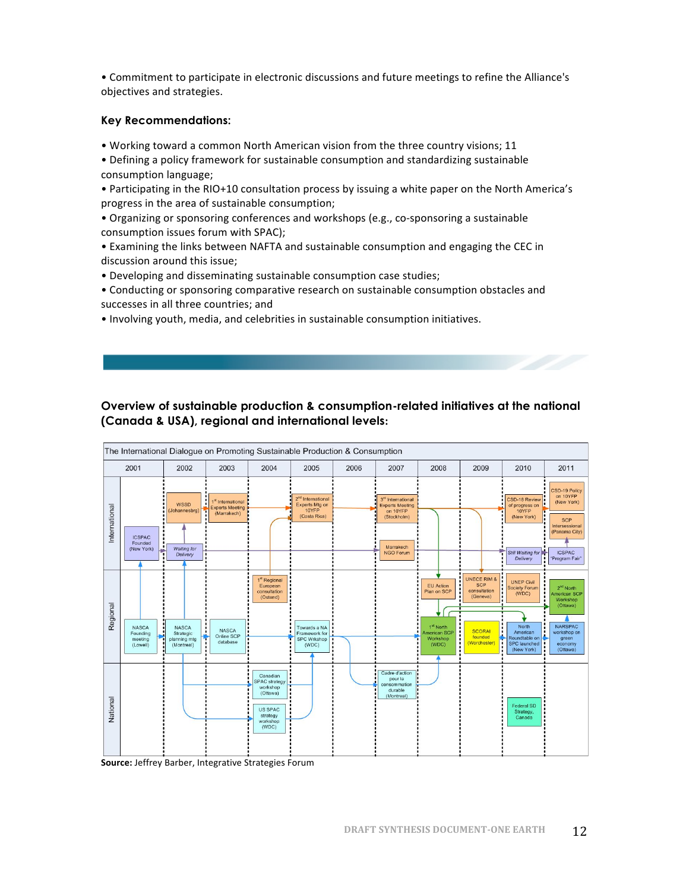• Commitment to participate in electronic discussions and future meetings to refine the Alliance's objectives and strategies.

### Key Recommendations:

- Working toward a common North American vision from the three country visions; 11
- Defining a policy framework for sustainable consumption and standardizing sustainable consumption language;
- Participating in the RIO+10 consultation process by issuing a white paper on the North America's progress in the area of sustainable consumption;
- Organizing or sponsoring conferences and workshops (e.g., co-sponsoring a sustainable consumption issues forum with SPAC);
- Examining the links between NAFTA and sustainable consumption and engaging the CEC in discussion around this issue;
- Developing and disseminating sustainable consumption case studies;
- Conducting or sponsoring comparative research on sustainable consumption obstacles and successes in all three countries; and
- Involving youth, media, and celebrities in sustainable consumption initiatives.

### Overview of sustainable production & consumption-related initiatives at the national (Canada & USA), regional and international levels:

The International Dialogue on Promoting Sustainable Production & Consumption

| | 2001 | 2002 | 2003 | 2004 | 2005 | 2006 | 2007 | 2008 | 2009 | 2010 | 2011 |
|---|---|---|---|---|---|---|---|---|---|---|---|
| International | ICSPAC Founded (New York) | WSSD (Johannesbrg); *Waiting for Delivery* | 1st International Experts Meeting (Marrakech) | | 2nd International Experts Mtg on 10YFP (Costa Rica) | | 3rd International Experts Meeting on 10YFP (Stockholm); Marrakech NGO Forum | | | CSD-18 Review of progress on 10YFP (New York); *Still Waiting for Delivery* | CSD-19 Policy on 10YFP (New York); SCP Intersessional (Panama City); ICSPAC "Program Fair" |
| Regional | NASCA Founding meeting (Lowell) | NASCA Strategic SCP planning mtg (Montreal) | NASCA Online SCP database | 1st Regional European consultation (Ostend) | Towards a NA Framework for SPC Wrkshop (WDC) | | | EU Action Plan on SCP; 1st North American SCP Workshop (WDC) | UNECE RIM & SCP consultation (Geneva); SCORAI founded (Worchester) | UNEP Civil Society Forum (WDC); North American Roundtable on SPC launched (New York) | 2nd North American SCP Workshop (Ottawa); NARSPAC workshop on green economy (Ottawa) |
| National | | | | Canadian SPAC strategy workshop (Ottawa); US SPAC strategy workshop (WDC) | | | Cadre d'action pour la consommation durable (Montreal) | | | Federal SD Strategy, Canada | |

**Source:** Jeffrey Barber, Integrative Strategies Forum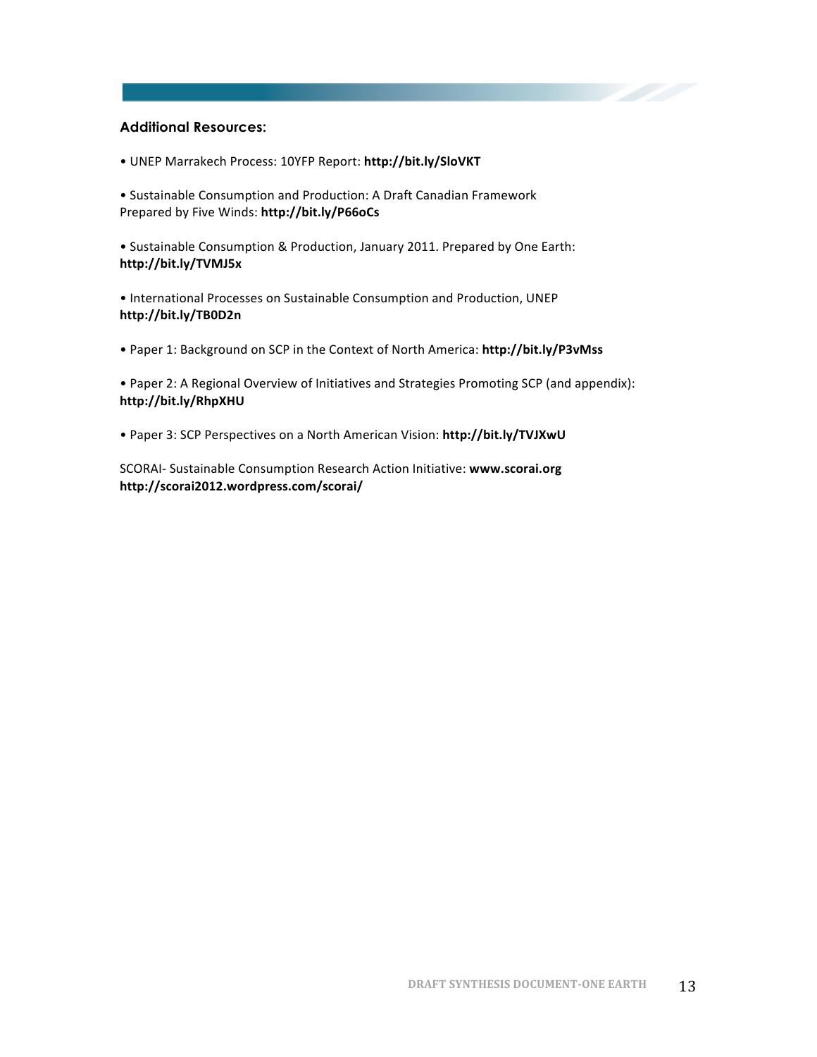### Additional Resources:

- UNEP Marrakech Process: 10YFP Report: **http://bit.ly/SloVKT**

- Sustainable Consumption and Production: A Draft Canadian Framework Prepared by Five Winds: **http://bit.ly/P66oCs**

- Sustainable Consumption & Production, January 2011. Prepared by One Earth: **http://bit.ly/TVMJ5x**

- International Processes on Sustainable Consumption and Production, UNEP **http://bit.ly/TB0D2n**

- Paper 1: Background on SCP in the Context of North America: **http://bit.ly/P3vMss**

- Paper 2: A Regional Overview of Initiatives and Strategies Promoting SCP (and appendix): **http://bit.ly/RhpXHU**

- Paper 3: SCP Perspectives on a North American Vision: **http://bit.ly/TVJXwU**

SCORAI- Sustainable Consumption Research Action Initiative: **www.scorai.org**
**http://scorai2012.wordpress.com/scorai/**